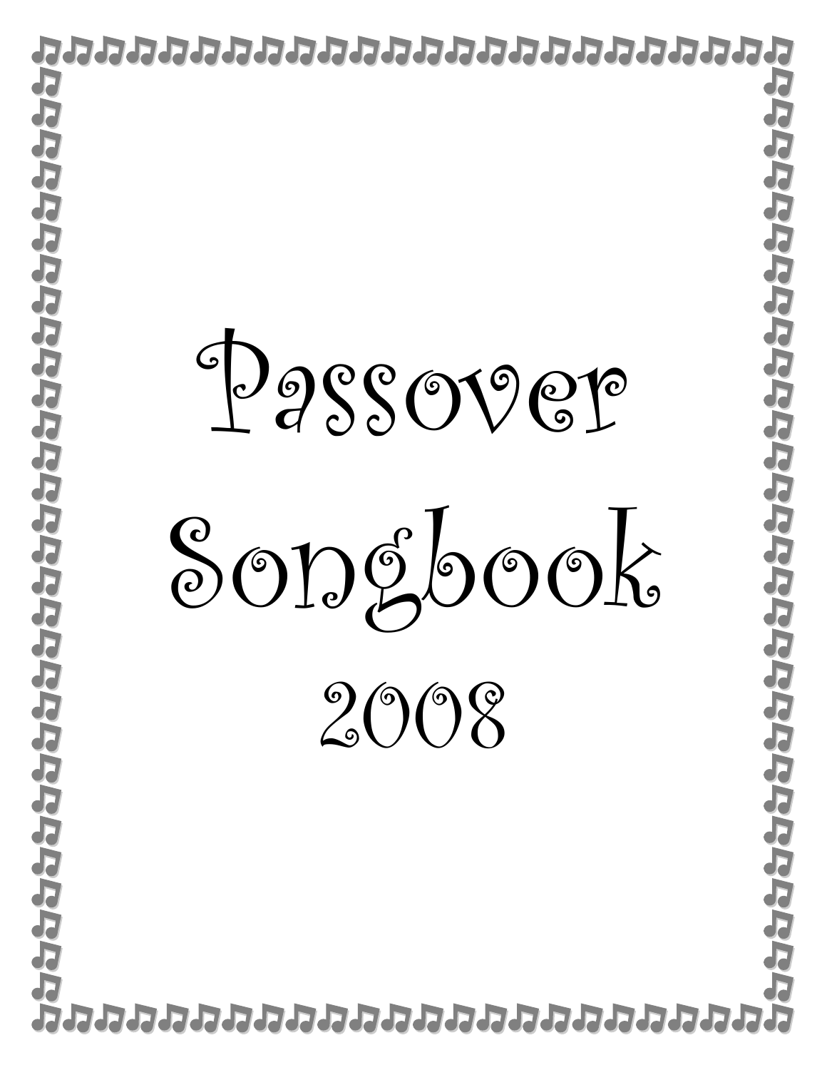# Passover Songbook

2008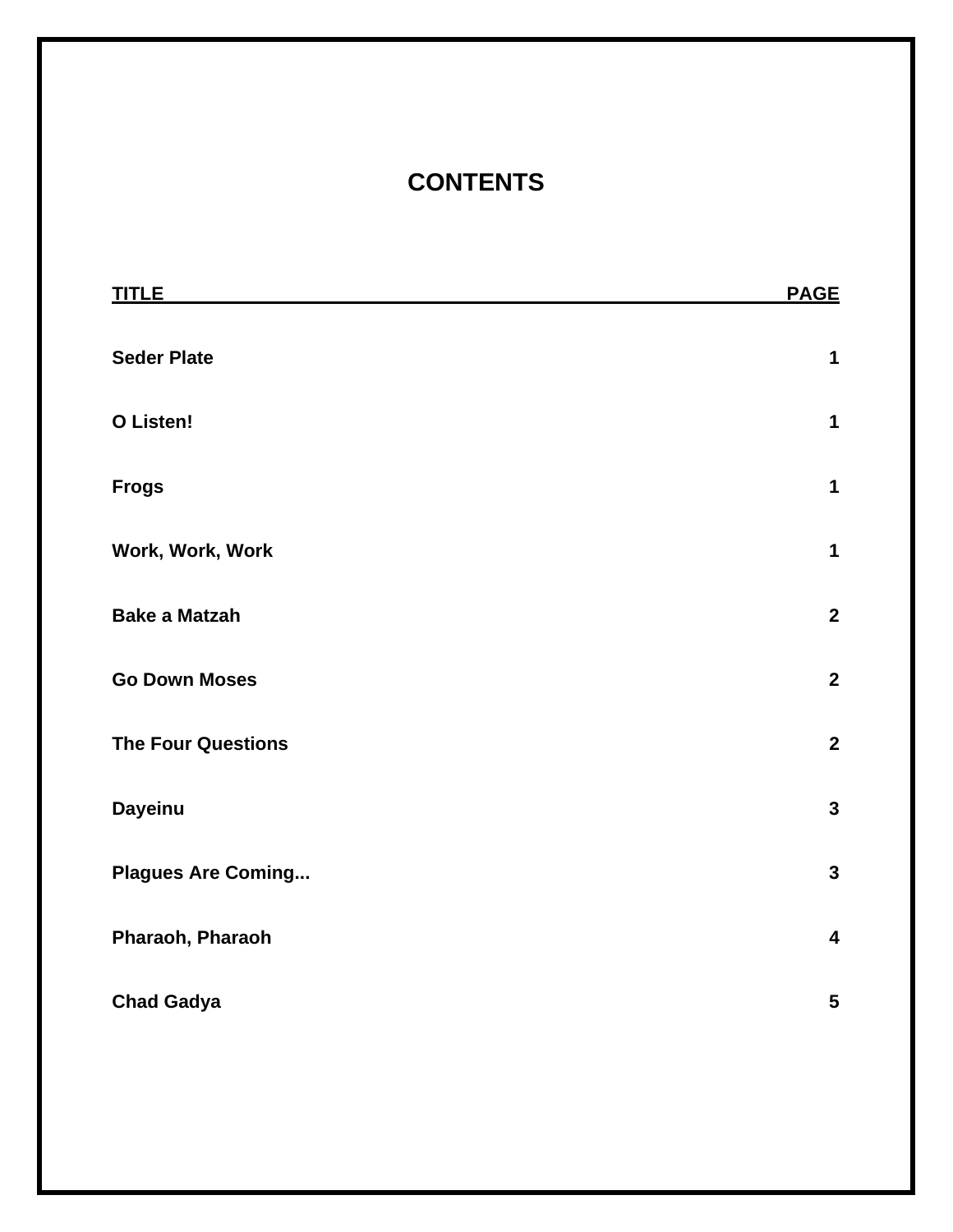# CONTENTS

| TITLE | PAGE |
| --- | --- |
| Seder Plate | 1 |
| O Listen! | 1 |
| Frogs | 1 |
| Work, Work, Work | 1 |
| Bake a Matzah | 2 |
| Go Down Moses | 2 |
| The Four Questions | 2 |
| Dayeinu | 3 |
| Plagues Are Coming... | 3 |
| Pharaoh, Pharaoh | 4 |
| Chad Gadya | 5 |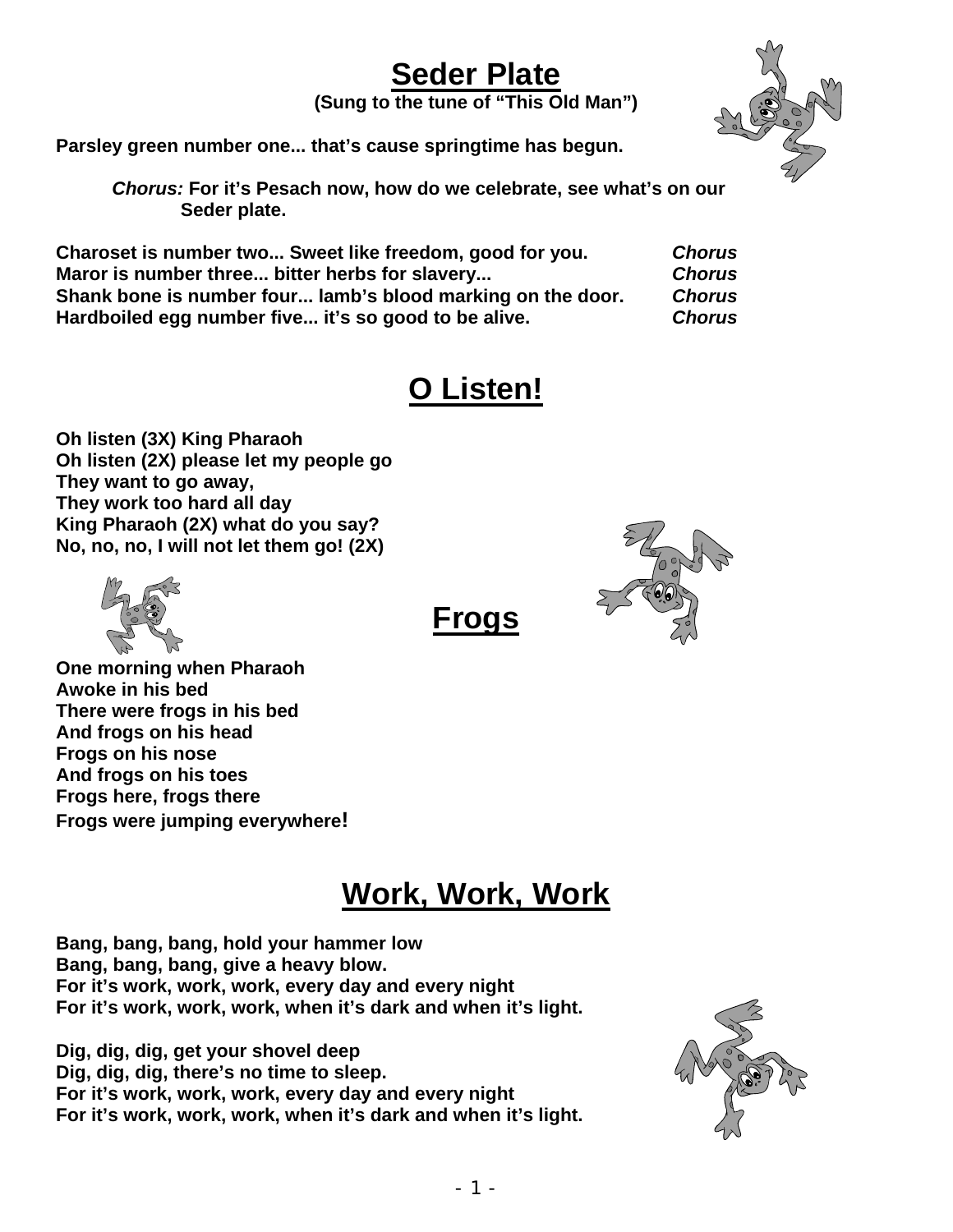# Seder Plate

**(Sung to the tune of "This Old Man")**

**Parsley green number one... that's cause springtime has begun.**

> ***Chorus:*** **For it's Pesach now, how do we celebrate, see what's on our Seder plate.**

**Charoset is number two... Sweet like freedom, good for you.** ***Chorus***
**Maror is number three... bitter herbs for slavery...** ***Chorus***
**Shank bone is number four... lamb's blood marking on the door.** ***Chorus***
**Hardboiled egg number five... it's so good to be alive.** ***Chorus***

# O Listen!

**Oh listen (3X) King Pharaoh**
**Oh listen (2X) please let my people go**
**They want to go away,**
**They work too hard all day**
**King Pharaoh (2X) what do you say?**
**No, no, no, I will not let them go! (2X)**

# Frogs

**One morning when Pharaoh**
**Awoke in his bed**
**There were frogs in his bed**
**And frogs on his head**
**Frogs on his nose**
**And frogs on his toes**
**Frogs here, frogs there**
**Frogs were jumping everywhere!**

# Work, Work, Work

**Bang, bang, bang, hold your hammer low**
**Bang, bang, bang, give a heavy blow.**
**For it's work, work, work, every day and every night**
**For it's work, work, work, when it's dark and when it's light.**

**Dig, dig, dig, get your shovel deep**
**Dig, dig, dig, there's no time to sleep.**
**For it's work, work, work, every day and every night**
**For it's work, work, work, when it's dark and when it's light.**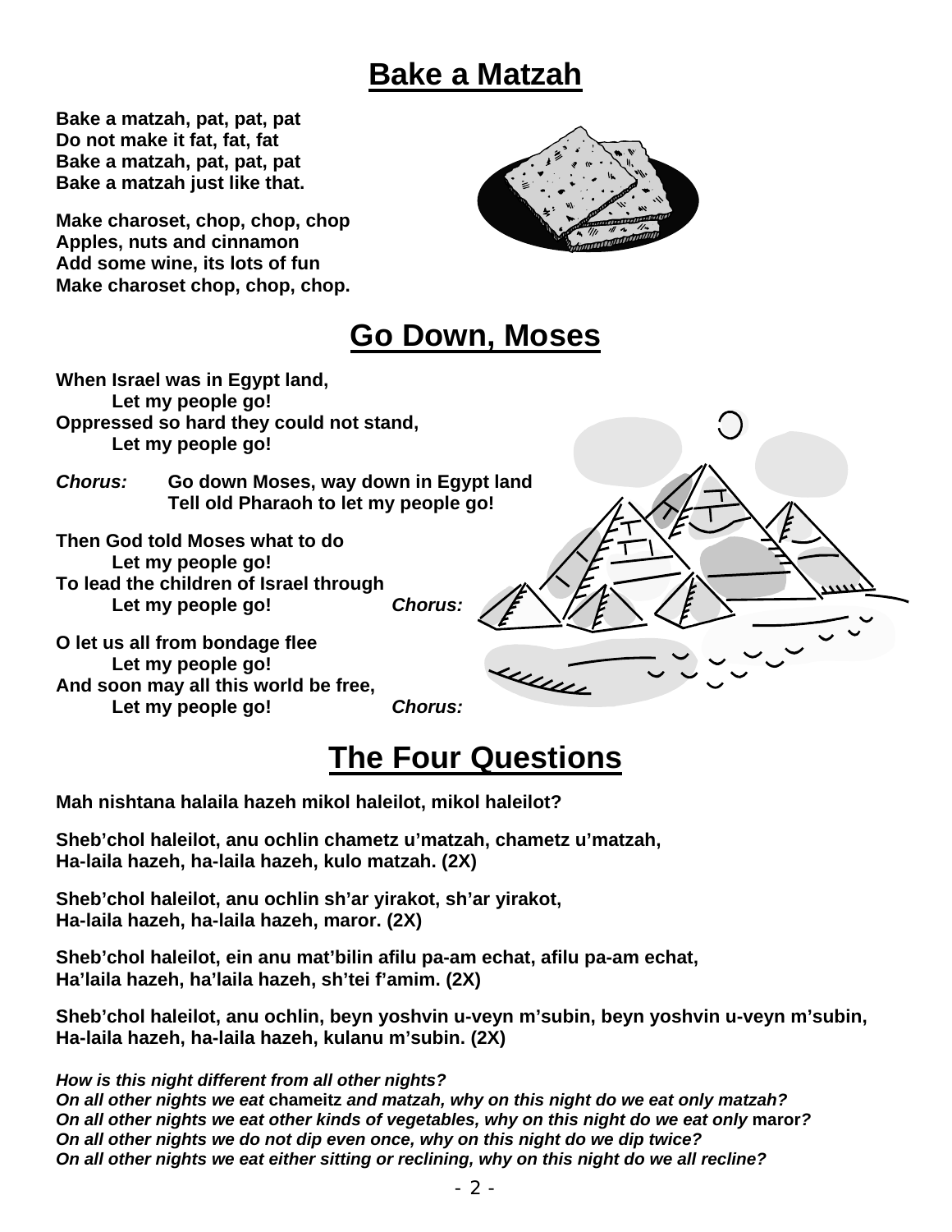## Bake a Matzah

**Bake a matzah, pat, pat, pat**
**Do not make it fat, fat, fat**
**Bake a matzah, pat, pat, pat**
**Bake a matzah just like that.**

**Make charoset, chop, chop, chop**
**Apples, nuts and cinnamon**
**Add some wine, its lots of fun**
**Make charoset chop, chop, chop.**

## Go Down, Moses

**When Israel was in Egypt land,**
**Let my people go!**
**Oppressed so hard they could not stand,**
**Let my people go!**

***Chorus:*** **Go down Moses, way down in Egypt land**
**Tell old Pharaoh to let my people go!**

**Then God told Moses what to do**
**Let my people go!**
**To lead the children of Israel through**
**Let my people go!** ***Chorus:***

**O let us all from bondage flee**
**Let my people go!**
**And soon may all this world be free,**
**Let my people go!** ***Chorus:***

## The Four Questions

**Mah nishtana halaila hazeh mikol haleilot, mikol haleilot?**

**Sheb'chol haleilot, anu ochlin chametz u'matzah, chametz u'matzah,**
**Ha-laila hazeh, ha-laila hazeh, kulo matzah. (2X)**

**Sheb'chol haleilot, anu ochlin sh'ar yirakot, sh'ar yirakot,**
**Ha-laila hazeh, ha-laila hazeh, maror. (2X)**

**Sheb'chol haleilot, ein anu mat'bilin afilu pa-am echat, afilu pa-am echat,**
**Ha'laila hazeh, ha'laila hazeh, sh'tei f'amim. (2X)**

**Sheb'chol haleilot, anu ochlin, beyn yoshvin u-veyn m'subin, beyn yoshvin u-veyn m'subin,**
**Ha-laila hazeh, ha-laila hazeh, kulanu m'subin. (2X)**

***How is this night different from all other nights?***
***On all other nights we eat* chameitz *and matzah, why on this night do we eat only matzah?***
***On all other nights we eat other kinds of vegetables, why on this night do we eat only* maror*?***
***On all other nights we do not dip even once, why on this night do we dip twice?***
***On all other nights we eat either sitting or reclining, why on this night do we all recline?***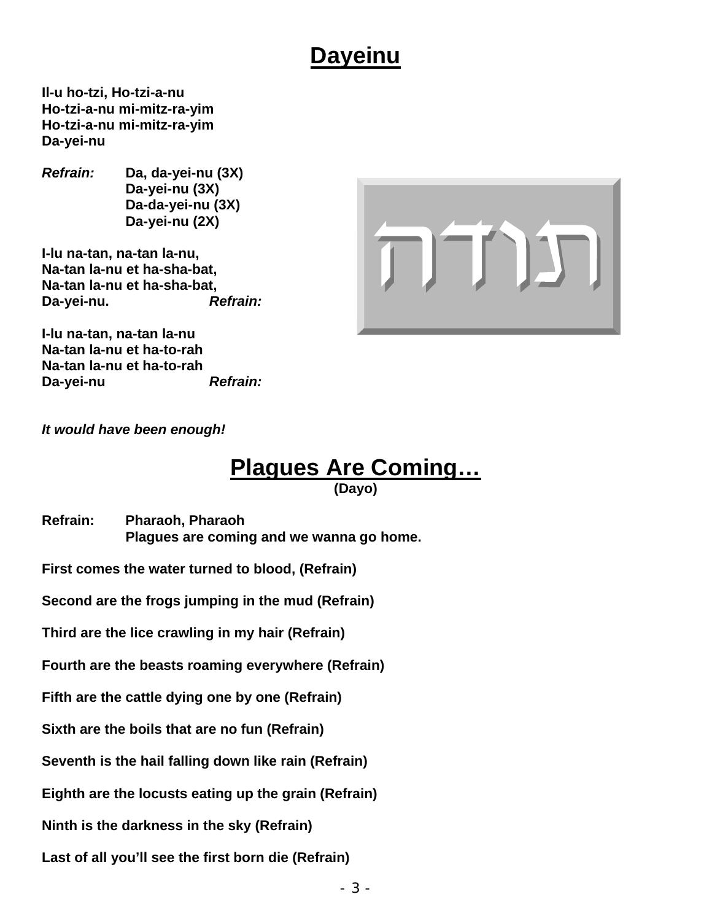# Dayeinu

**Il-u ho-tzi, Ho-tzi-a-nu**
**Ho-tzi-a-nu mi-mitz-ra-yim**
**Ho-tzi-a-nu mi-mitz-ra-yim**
**Da-yei-nu**

***Refrain:*** **Da, da-yei-nu (3X)**
**Da-yei-nu (3X)**
**Da-da-yei-nu (3X)**
**Da-yei-nu (2X)**

**I-lu na-tan, na-tan la-nu,**
**Na-tan la-nu et ha-sha-bat,**
**Na-tan la-nu et ha-sha-bat,**
**Da-yei-nu.** ***Refrain:***

**I-lu na-tan, na-tan la-nu**
**Na-tan la-nu et ha-to-rah**
**Na-tan la-nu et ha-to-rah**
**Da-yei-nu** ***Refrain:***

תודה

***It would have been enough!***

# Plagues Are Coming…

**(Dayo)**

**Refrain:** **Pharaoh, Pharaoh**
**Plagues are coming and we wanna go home.**

**First comes the water turned to blood, (Refrain)**

**Second are the frogs jumping in the mud (Refrain)**

**Third are the lice crawling in my hair (Refrain)**

**Fourth are the beasts roaming everywhere (Refrain)**

**Fifth are the cattle dying one by one (Refrain)**

**Sixth are the boils that are no fun (Refrain)**

**Seventh is the hail falling down like rain (Refrain)**

**Eighth are the locusts eating up the grain (Refrain)**

**Ninth is the darkness in the sky (Refrain)**

**Last of all you'll see the first born die (Refrain)**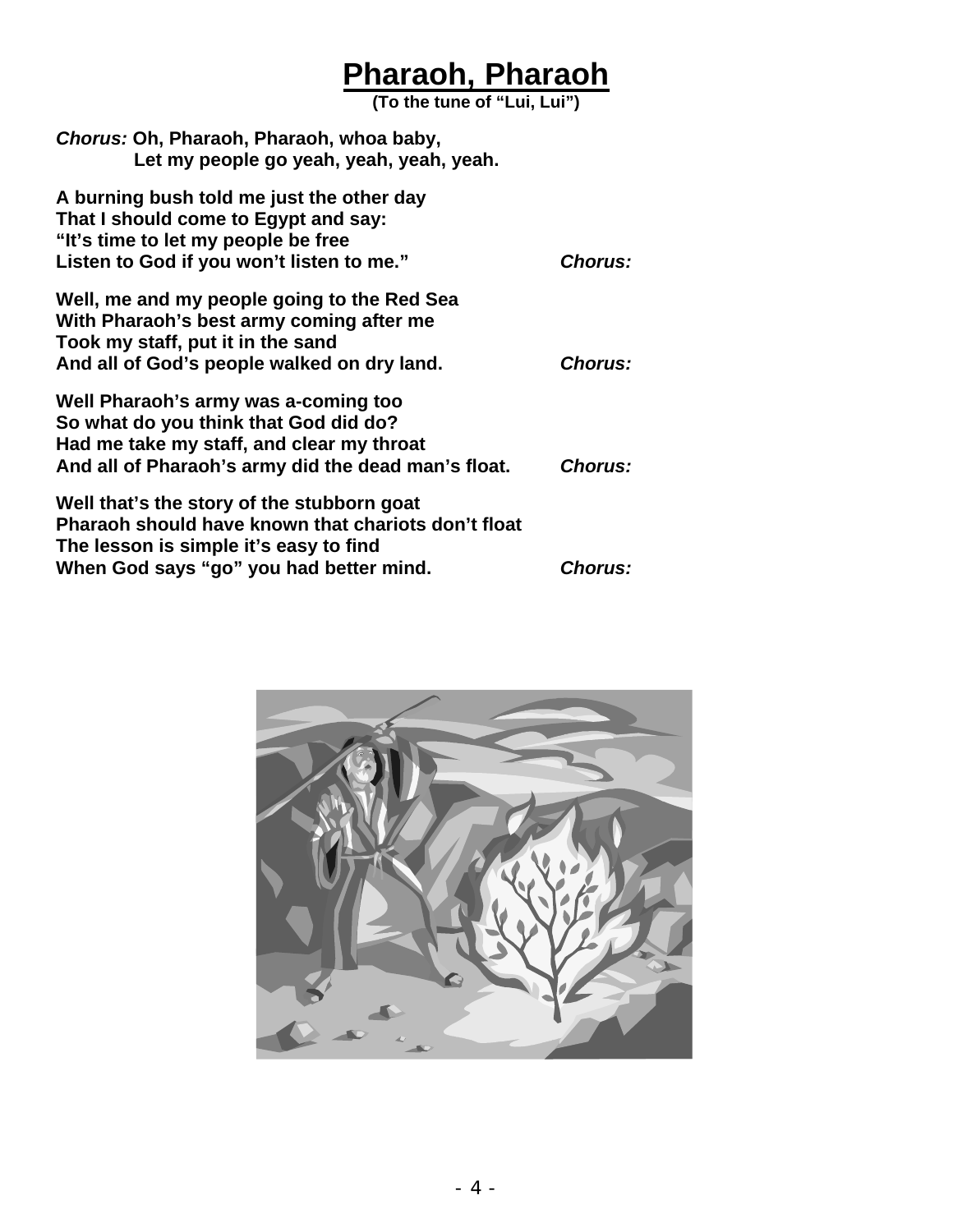# Pharaoh, Pharaoh

**(To the tune of "Lui, Lui")**

***Chorus:*** **Oh, Pharaoh, Pharaoh, whoa baby,**
**Let my people go yeah, yeah, yeah, yeah.**

**A burning bush told me just the other day**
**That I should come to Egypt and say:**
**"It's time to let my people be free**
**Listen to God if you won't listen to me."** ***Chorus:***

**Well, me and my people going to the Red Sea**
**With Pharaoh's best army coming after me**
**Took my staff, put it in the sand**
**And all of God's people walked on dry land.** ***Chorus:***

**Well Pharaoh's army was a-coming too**
**So what do you think that God did do?**
**Had me take my staff, and clear my throat**
**And all of Pharaoh's army did the dead man's float.** ***Chorus:***

**Well that's the story of the stubborn goat**
**Pharaoh should have known that chariots don't float**
**The lesson is simple it's easy to find**
**When God says "go" you had better mind.** ***Chorus:***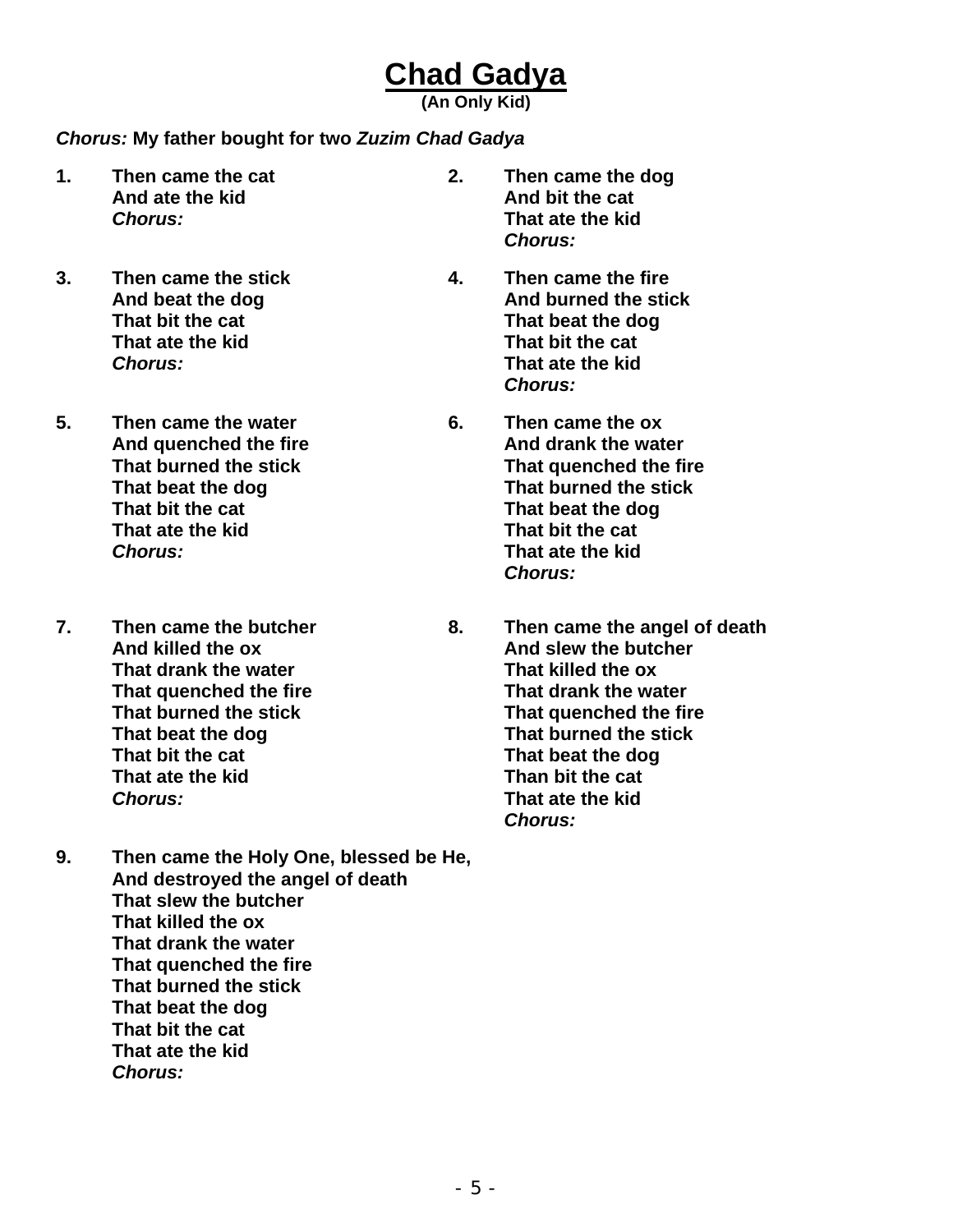# Chad Gadya

**(An Only Kid)**

***Chorus:*** **My father bought for two *Zuzim Chad Gadya***

1. **Then came the cat**
   **And ate the kid**
   ***Chorus:***

2. **Then came the dog**
   **And bit the cat**
   **That ate the kid**
   ***Chorus:***

3. **Then came the stick**
   **And beat the dog**
   **That bit the cat**
   **That ate the kid**
   ***Chorus:***

4. **Then came the fire**
   **And burned the stick**
   **That beat the dog**
   **That bit the cat**
   **That ate the kid**
   ***Chorus:***

5. **Then came the water**
   **And quenched the fire**
   **That burned the stick**
   **That beat the dog**
   **That bit the cat**
   **That ate the kid**
   ***Chorus:***

6. **Then came the ox**
   **And drank the water**
   **That quenched the fire**
   **That burned the stick**
   **That beat the dog**
   **That bit the cat**
   **That ate the kid**
   ***Chorus:***

7. **Then came the butcher**
   **And killed the ox**
   **That drank the water**
   **That quenched the fire**
   **That burned the stick**
   **That beat the dog**
   **That bit the cat**
   **That ate the kid**
   ***Chorus:***

8. **Then came the angel of death**
   **And slew the butcher**
   **That killed the ox**
   **That drank the water**
   **That quenched the fire**
   **That burned the stick**
   **That beat the dog**
   **Than bit the cat**
   **That ate the kid**
   ***Chorus:***

9. **Then came the Holy One, blessed be He,**
   **And destroyed the angel of death**
   **That slew the butcher**
   **That killed the ox**
   **That drank the water**
   **That quenched the fire**
   **That burned the stick**
   **That beat the dog**
   **That bit the cat**
   **That ate the kid**
   ***Chorus:***